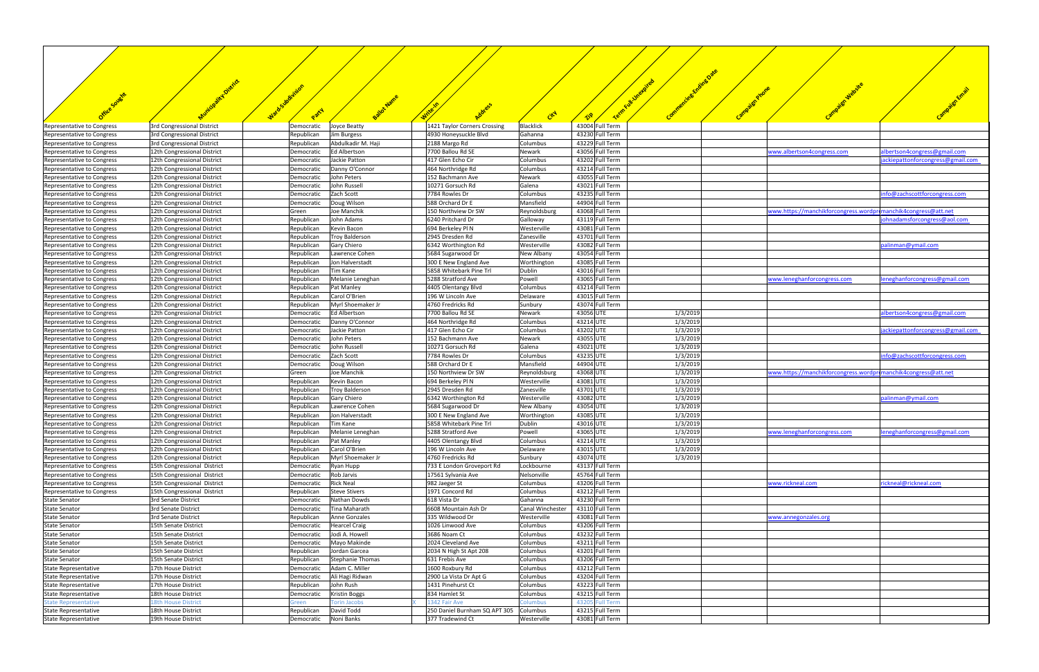| Office Sought | Municipality-District | Ward-Subdivision | Party | Ballot Name | Write-In | Address | City | Zip | Term Full-Unexpired | Commencing-Ending Date | Campaign Phone | Campaign Website | Campaign Email |
|---|---|---|---|---|---|---|---|---|---|---|---|---|---|
| Representative to Congress | 3rd Congressional District | | Democratic | Joyce Beatty | | 1421 Taylor Corners Crossing | Blacklick | 43004 | Full Term | | | | |
| Representative to Congress | 3rd Congressional District | | Republican | Jim Burgess | | 4930 Honeysuckle Blvd | Gahanna | 43230 | Full Term | | | | |
| Representative to Congress | 3rd Congressional District | | Republican | Abdulkadir M. Haji | | 2188 Margo Rd | Columbus | 43229 | Full Term | | | | |
| Representative to Congress | 12th Congressional District | | Democratic | Ed Albertson | | 7700 Ballou Rd SE | Newark | 43056 | Full Term | | | www.albertson4congress.com | albertson4congress@gmail.com |
| Representative to Congress | 12th Congressional District | | Democratic | Jackie Patton | | 417 Glen Echo Cir | Columbus | 43202 | Full Term | | | | jackiepattonforcongress@gmail.com |
| Representative to Congress | 12th Congressional District | | Democratic | Danny O'Connor | | 464 Northridge Rd | Columbus | 43214 | Full Term | | | | |
| Representative to Congress | 12th Congressional District | | Democratic | John Peters | | 152 Bachmann Ave | Newark | 43055 | Full Term | | | | |
| Representative to Congress | 12th Congressional District | | Democratic | John Russell | | 10271 Gorsuch Rd | Galena | 43021 | Full Term | | | | |
| Representative to Congress | 12th Congressional District | | Democratic | Zach Scott | | 7784 Rowles Dr | Columbus | 43235 | Full Term | | | | info@zachscottforcongress.com |
| Representative to Congress | 12th Congressional District | | Democratic | Doug Wilson | | 588 Orchard Dr E | Mansfield | 44904 | Full Term | | | | |
| Representative to Congress | 12th Congressional District | | Green | Joe Manchik | | 150 Northview Dr SW | Reynoldsburg | 43068 | Full Term | | | www.https://manchikforcongress.wordpr | manchik4congress@att.net |
| Representative to Congress | 12th Congressional District | | Republican | John Adams | | 6240 Pritchard Dr | Galloway | 43119 | Full Term | | | | johnadamsforcongress@aol.com |
| Representative to Congress | 12th Congressional District | | Republican | Kevin Bacon | | 694 Berkeley Pl N | Westerville | 43081 | Full Term | | | | |
| Representative to Congress | 12th Congressional District | | Republican | Troy Balderson | | 2945 Dresden Rd | Zanesville | 43701 | Full Term | | | | |
| Representative to Congress | 12th Congressional District | | Republican | Gary Chiero | | 6342 Worthington Rd | Westerville | 43082 | Full Term | | | | palinman@ymail.com |
| Representative to Congress | 12th Congressional District | | Republican | Lawrence Cohen | | 5684 Sugarwood Dr | New Albany | 43054 | Full Term | | | | |
| Representative to Congress | 12th Congressional District | | Republican | Jon Halverstadt | | 300 E New England Ave | Worthington | 43085 | Full Term | | | | |
| Representative to Congress | 12th Congressional District | | Republican | Tim Kane | | 5858 Whitebark Pine Trl | Dublin | 43016 | Full Term | | | | |
| Representative to Congress | 12th Congressional District | | Republican | Melanie Leneghan | | 5288 Stratford Ave | Powell | 43065 | Full Term | | | www.leneghanforcongress.com | leneghanforcongress@gmail.com |
| Representative to Congress | 12th Congressional District | | Republican | Pat Manley | | 4405 Olentangy Blvd | Columbus | 43214 | Full Term | | | | |
| Representative to Congress | 12th Congressional District | | Republican | Carol O'Brien | | 196 W Lincoln Ave | Delaware | 43015 | Full Term | | | | |
| Representative to Congress | 12th Congressional District | | Republican | Myrl Shoemaker Jr | | 4760 Fredricks Rd | Sunbury | 43074 | Full Term | | | | |
| Representative to Congress | 12th Congressional District | | Democratic | Ed Albertson | | 7700 Ballou Rd SE | Newark | 43056 | UTE | 1/3/2019 | | | albertson4congress@gmail.com |
| Representative to Congress | 12th Congressional District | | Democratic | Danny O'Connor | | 464 Northridge Rd | Columbus | 43214 | UTE | 1/3/2019 | | | |
| Representative to Congress | 12th Congressional District | | Democratic | Jackie Patton | | 417 Glen Echo Cir | Columbus | 43202 | UTE | 1/3/2019 | | | jackiepattonforcongress@gmail.com |
| Representative to Congress | 12th Congressional District | | Democratic | John Peters | | 152 Bachmann Ave | Newark | 43055 | UTE | 1/3/2019 | | | |
| Representative to Congress | 12th Congressional District | | Democratic | John Russell | | 10271 Gorsuch Rd | Galena | 43021 | UTE | 1/3/2019 | | | |
| Representative to Congress | 12th Congressional District | | Democratic | Zach Scott | | 7784 Rowles Dr | Columbus | 43235 | UTE | 1/3/2019 | | | info@zachscottforcongress.com |
| Representative to Congress | 12th Congressional District | | Democratic | Doug Wilson | | 588 Orchard Dr E | Mansfield | 44904 | UTE | 1/3/2019 | | | |
| Representative to Congress | 12th Congressional District | | Green | Joe Manchik | | 150 Northview Dr SW | Reynoldsburg | 43068 | UTE | 1/3/2019 | | www.https://manchikforcongress.wordpr | manchik4congress@att.net |
| Representative to Congress | 12th Congressional District | | Republican | Kevin Bacon | | 694 Berkeley Pl N | Westerville | 43081 | UTE | 1/3/2019 | | | |
| Representative to Congress | 12th Congressional District | | Republican | Troy Balderson | | 2945 Dresden Rd | Zanesville | 43701 | UTE | 1/3/2019 | | | |
| Representative to Congress | 12th Congressional District | | Republican | Gary Chiero | | 6342 Worthington Rd | Westerville | 43082 | UTE | 1/3/2019 | | | palinman@ymail.com |
| Representative to Congress | 12th Congressional District | | Republican | Lawrence Cohen | | 5684 Sugarwood Dr | New Albany | 43054 | UTE | 1/3/2019 | | | |
| Representative to Congress | 12th Congressional District | | Republican | Jon Halverstadt | | 300 E New England Ave | Worthington | 43085 | UTE | 1/3/2019 | | | |
| Representative to Congress | 12th Congressional District | | Republican | Tim Kane | | 5858 Whitebark Pine Trl | Dublin | 43016 | UTE | 1/3/2019 | | | |
| Representative to Congress | 12th Congressional District | | Republican | Melanie Leneghan | | 5288 Stratford Ave | Powell | 43065 | UTE | 1/3/2019 | | www.leneghanforcongress.com | leneghanforcongress@gmail.com |
| Representative to Congress | 12th Congressional District | | Republican | Pat Manley | | 4405 Olentangy Blvd | Columbus | 43214 | UTE | 1/3/2019 | | | |
| Representative to Congress | 12th Congressional District | | Republican | Carol O'Brien | | 196 W Lincoln Ave | Delaware | 43015 | UTE | 1/3/2019 | | | |
| Representative to Congress | 12th Congressional District | | Republican | Myrl Shoemaker Jr | | 4760 Fredricks Rd | Sunbury | 43074 | UTE | 1/3/2019 | | | |
| Representative to Congress | 15th Congressional District | | Democratic | Ryan Hupp | | 733 E London Groveport Rd | Lockbourne | 43137 | Full Term | | | | |
| Representative to Congress | 15th Congressional District | | Democratic | Rob Jarvis | | 17561 Sylvania Ave | Nelsonville | 45764 | Full Term | | | | |
| Representative to Congress | 15th Congressional District | | Democratic | Rick Neal | | 982 Jaeger St | Columbus | 43206 | Full Term | | | www.rickneal.com | rickneal@rickneal.com |
| Representative to Congress | 15th Congressional District | | Republican | Steve Stivers | | 1971 Concord Rd | Columbus | 43212 | Full Term | | | | |
| State Senator | 3rd Senate District | | Democratic | Nathan Dowds | | 618 Vista Dr | Gahanna | 43230 | Full Term | | | | |
| State Senator | 3rd Senate District | | Democratic | Tina Maharath | | 6608 Mountain Ash Dr | Canal Winchester | 43110 | Full Term | | | | |
| State Senator | 3rd Senate District | | Republican | Anne Gonzales | | 335 Wildwood Dr | Westerville | 43081 | Full Term | | | www.annegonzales.org | |
| State Senator | 15th Senate District | | Democratic | Hearcel Craig | | 1026 Linwood Ave | Columbus | 43206 | Full Term | | | | |
| State Senator | 15th Senate District | | Democratic | Jodi A. Howell | | 3686 Noam Ct | Columbus | 43232 | Full Term | | | | |
| State Senator | 15th Senate District | | Democratic | Mayo Makinde | | 2024 Cleveland Ave | Columbus | 43211 | Full Term | | | | |
| State Senator | 15th Senate District | | Republican | Jordan Garcea | | 2034 N High St Apt 208 | Columbus | 43201 | Full Term | | | | |
| State Senator | 15th Senate District | | Republican | Stephanie Thomas | | 631 Frebis Ave | Columbus | 43206 | Full Term | | | | |
| State Representative | 17th House District | | Democratic | Adam C. Miller | | 1600 Roxbury Rd | Columbus | 43212 | Full Term | | | | |
| State Representative | 17th House District | | Democratic | Ali Hagi Ridwan | | 2900 La Vista Dr Apt G | Columbus | 43204 | Full Term | | | | |
| State Representative | 17th House District | | Republican | John Rush | | 1431 Pinehurst Ct | Columbus | 43223 | Full Term | | | | |
| State Representative | 18th House District | | Democratic | Kristin Boggs | | 834 Hamlet St | Columbus | 43215 | Full Term | | | | |
| State Representative | 18th House District | | Green | Torin Jacobs | X | 1342 Fair Ave | Columbus | 43205 | Full Term | | | | |
| State Representative | 18th House District | | Republican | David Todd | | 250 Daniel Burnham SQ APT 305 | Columbus | 43215 | Full Term | | | | |
| State Representative | 19th House District | | Democratic | Noni Banks | | 377 Tradewind Ct | Westerville | 43081 | Full Term | | | | |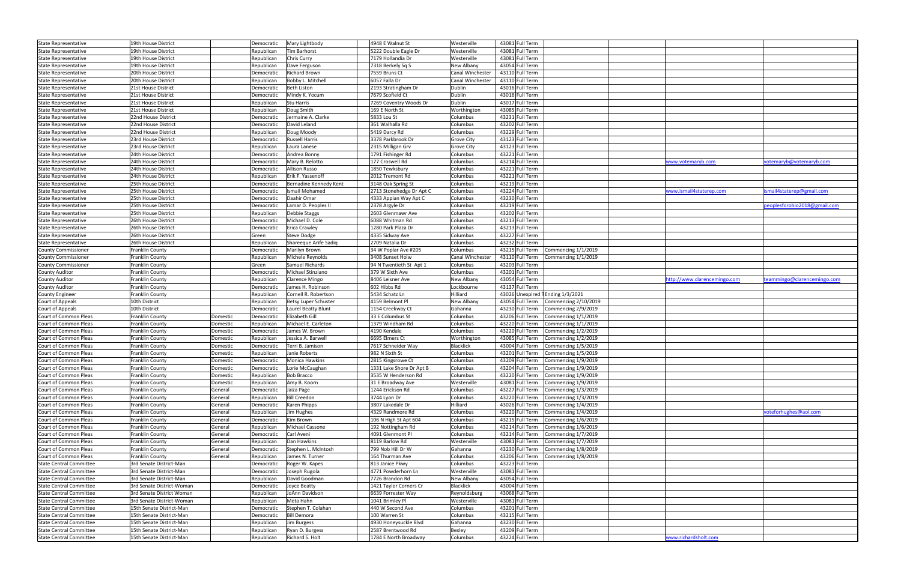| | | | | | | | | | | | | |
|---|---|---|---|---|---|---|---|---|---|---|---|---|
| State Representative | 19th House District | | Democratic | Mary Lightbody | 4948 E Walnut St | Westerville | 43081 | Full Term | | | | |
| State Representative | 19th House District | | Republican | Tim Barhorst | 5222 Double Eagle Dr | Westerville | 43081 | Full Term | | | | |
| State Representative | 19th House District | | Republican | Chris Curry | 7179 Hollandia Dr | Westerville | 43081 | Full Term | | | | |
| State Representative | 19th House District | | Republican | Dave Ferguson | 7318 Berkely Sq S | New Albany | 43054 | Full Term | | | | |
| State Representative | 20th House District | | Democratic | Richard Brown | 7559 Bruns Ct | Canal Winchester | 43110 | Full Term | | | | |
| State Representative | 20th House District | | Republican | Bobby L. Mitchell | 6057 Falla Dr | Canal Winchester | 43110 | Full Term | | | | |
| State Representative | 21st House District | | Democratic | Beth Liston | 2193 Stratingham Dr | Dublin | 43016 | Full Term | | | | |
| State Representative | 21st House District | | Democratic | Mindy K. Yocum | 7679 Scofield Ct | Dublin | 43016 | Full Term | | | | |
| State Representative | 21st House District | | Republican | Stu Harris | 7269 Coventry Woods Dr | Dublin | 43017 | Full Term | | | | |
| State Representative | 21st House District | | Republican | Doug Smith | 169 E North St | Worthington | 43085 | Full Term | | | | |
| State Representative | 22nd House District | | Democratic | Jermaine A. Clarke | 5833 Lou St | Columbus | 43231 | Full Term | | | | |
| State Representative | 22nd House District | | Democratic | David Leland | 361 Walhalla Rd | Columbus | 43202 | Full Term | | | | |
| State Representative | 22nd House District | | Republican | Doug Moody | 5419 Darcy Rd | Columbus | 43229 | Full Term | | | | |
| State Representative | 23rd House District | | Democratic | Russell Harris | 3378 Parkbrook Dr | Grove City | 43123 | Full Term | | | | |
| State Representative | 23rd House District | | Republican | Laura Lanese | 2315 Milligan Grv | Grove City | 43123 | Full Term | | | | |
| State Representative | 24th House District | | Democratic | Andrea Bonny | 1791 Fishinger Rd | Columbus | 43221 | Full Term | | | | |
| State Representative | 24th House District | | Democratic | Mary B. Relotto | 177 Croswell Rd | Columbus | 43214 | Full Term | | | www.votemaryb.com | votemaryb@votemaryb.com |
| State Representative | 24th House District | | Democratic | Allison Russo | 1850 Tewksbury | Columbus | 43221 | Full Term | | | | |
| State Representative | 24th House District | | Republican | Erik F. Yassenoff | 2012 Tremont Rd | Columbus | 43221 | Full Term | | | | |
| State Representative | 25th House District | | Democratic | Bernadine Kennedy Kent | 3148 Oak Spring St | Columbus | 43219 | Full Term | | | | |
| State Representative | 25th House District | | Democratic | Ismail Mohamed | 2713 Stonehedge Dr Apt C | Columbus | 43224 | Full Term | | | www.ismail4staterep.com | ismail4staterep@gmail.com |
| State Representative | 25th House District | | Democratic | Daahir Omar | 4333 Appian Way Apt C | Columbus | 43230 | Full Term | | | | |
| State Representative | 25th House District | | Democratic | Lamar D. Peoples II | 2378 Argyle Dr | Columbus | 43219 | Full Term | | | | peoplesforohio2018@gmail.com |
| State Representative | 25th House District | | Republican | Debbie Staggs | 2603 Glenmawr Ave | Columbus | 43202 | Full Term | | | | |
| State Representative | 26th House District | | Democratic | Michael D. Cole | 6088 Whitman Rd | Columbus | 43213 | Full Term | | | | |
| State Representative | 26th House District | | Democratic | Erica Crawley | 1280 Park Plaza Dr | Columbus | 43213 | Full Term | | | | |
| State Representative | 26th House District | | Green | Steve Dodge | 4335 Sidway Ave | Columbus | 43227 | Full Term | | | | |
| State Representative | 26th House District | | Republican | Shareeque Arife Sadiq | 2709 Natalia Dr | Columbus | 43232 | Full Term | | | | |
| County Commissioner | Franklin County | | Democratic | Marilyn Brown | 34 W Poplar Ave #205 | Columbus | 43215 | Full Term | Commencing 1/1/2019 | | | |
| County Commissioner | Franklin County | | Republican | Michele Reynolds | 3408 Sunset Holw | Canal Winchester | 43110 | Full Term | Commencing 1/1/2019 | | | |
| County Commissioner | Franklin County | | Green | Samuel Richards | 94 N Twentieth St Apt 1 | Columbus | 43203 | Full Term | | | | |
| County Auditor | Franklin County | | Democratic | Michael Stinziano | 379 W Sixth Ave | Columbus | 43201 | Full Term | | | | |
| County Auditor | Franklin County | | Republican | Clarence Mingo | 8406 Leisner Ave | New Albany | 43054 | Full Term | | | http://www.clarencemingo.com | teammingo@clarencemingo.com |
| County Auditor | Franklin County | | Democratic | James H. Robinson | 602 Hibbs Rd | Lockbourne | 43137 | Full Term | | | | |
| County Engineer | Franklin County | | Republican | Cornell R. Robertson | 5434 Schatz Ln | Hilliard | 43026 | Unexpired T | Ending 1/3/2021 | | | |
| Court of Appeals | 10th District | | Republican | Betsy Luper Schuster | 4159 Belmont Pl | New Albany | 43054 | Full Term | Commencing 2/10/2019 | | | |
| Court of Appeals | 10th District | | Democratic | Laurel Beatty Blunt | 1154 Creekway Ct | Gahanna | 43230 | Full Term | Commencing 2/9/2019 | | | |
| Court of Common Pleas | Franklin County | Domestic | Democratic | Elizabeth Gill | 33 E Columbus St | Columbus | 43206 | Full Term | Commencing 1/1/2019 | | | |
| Court of Common Pleas | Franklin County | Domestic | Republican | Michael E. Carleton | 1379 Windham Rd | Columbus | 43220 | Full Term | Commencing 1/1/2019 | | | |
| Court of Common Pleas | Franklin County | Domestic | Democratic | James W. Brown | 4190 Kendale | Columbus | 43220 | Full Term | Commencing 1/2/2019 | | | |
| Court of Common Pleas | Franklin County | Domestic | Republican | Jessica A. Barwell | 6695 Elmers Ct | Worthington | 43085 | Full Term | Commencing 1/2/2019 | | | |
| Court of Common Pleas | Franklin County | Domestic | Democratic | Terri B. Jamison | 7617 Schneider Way | Blacklick | 43004 | Full Term | Commencing 1/5/2019 | | | |
| Court of Common Pleas | Franklin County | Domestic | Republican | Janie Roberts | 982 N Sixth St | Columbus | 43201 | Full Term | Commencing 1/5/2019 | | | |
| Court of Common Pleas | Franklin County | Domestic | Democratic | Monica Hawkins | 2815 Kingsrowe Ct | Columbus | 43209 | Full Term | Commencing 1/9/2019 | | | |
| Court of Common Pleas | Franklin County | Domestic | Democratic | Lorie McCaughan | 1331 Lake Shore Dr Apt B | Columbus | 43204 | Full Term | Commencing 1/9/2019 | | | |
| Court of Common Pleas | Franklin County | Domestic | Republican | Bob Bracco | 3535 W Henderson Rd | Columbus | 43220 | Full Term | Commencing 1/9/2019 | | | |
| Court of Common Pleas | Franklin County | Domestic | Republican | Amy B. Koorn | 31 E Broadway Ave | Westerville | 43081 | Full Term | Commencing 1/9/2019 | | | |
| Court of Common Pleas | Franklin County | General | Democratic | Jaiza Page | 1244 Erickson Rd | Columbus | 43227 | Full Term | Commencing 1/3/2019 | | | |
| Court of Common Pleas | Franklin County | General | Republican | Bill Creedon | 3744 Lyon Dr | Columbus | 43220 | Full Term | Commencing 1/3/2019 | | | |
| Court of Common Pleas | Franklin County | General | Democratic | Karen Phipps | 3807 Lakedale Dr | Hilliard | 43026 | Full Term | Commencing 1/4/2019 | | | |
| Court of Common Pleas | Franklin County | General | Republican | Jim Hughes | 4329 Randmore Rd | Columbus | 43220 | Full Term | Commencing 1/4/2019 | | | voteforhughes@aol.com |
| Court of Common Pleas | Franklin County | General | Democratic | Kim Brown | 106 N High St Apt 604 | Columbus | 43215 | Full Term | Commencing 1/6/2019 | | | |
| Court of Common Pleas | Franklin County | General | Republican | Michael Cassone | 192 Nottingham Rd | Columbus | 43214 | Full Term | Commencing 1/6/2019 | | | |
| Court of Common Pleas | Franklin County | General | Democratic | Carl Aveni | 4091 Glenmont Pl | Columbus | 43214 | Full Term | Commencing 1/7/2019 | | | |
| Court of Common Pleas | Franklin County | General | Republican | Dan Hawkins | 8119 Barlow Rd | Westerville | 43081 | Full Term | Commencing 1/7/2019 | | | |
| Court of Common Pleas | Franklin County | General | Democratic | Stephen L. McIntosh | 799 Nob Hill Dr W | Gahanna | 43230 | Full Term | Commencing 1/8/2019 | | | |
| Court of Common Pleas | Franklin County | General | Republican | James N. Turner | 164 Thurman Ave | Columbus | 43206 | Full Term | Commencing 1/8/2019 | | | |
| State Central Committee | 3rd Senate District-Man | | Democratic | Roger W. Kapes | 813 Janice Pkwy | Columbus | 43223 | Full Term | | | | |
| State Central Committee | 3rd Senate District-Man | | Democratic | Joseph Rugola | 4771 Powderhorn Ln | Westerville | 43081 | Full Term | | | | |
| State Central Committee | 3rd Senate District-Man | | Republican | David Goodman | 7726 Brandon Rd | New Albany | 43054 | Full Term | | | | |
| State Central Committee | 3rd Senate District-Woman | | Democratic | Joyce Beatty | 1421 Taylor Corners Cr | Blacklick | 43004 | Full Term | | | | |
| State Central Committee | 3rd Senate District Woman | | Republican | JoAnn Davidson | 6639 Forrester Way | Reynoldsburg | 43068 | Full Term | | | | |
| State Central Committee | 3rd Senate District-Woman | | Republican | Meta Hahn | 1041 Brimley Pl | Westerville | 43081 | Full Term | | | | |
| State Central Committee | 15th Senate District-Man | | Democratic | Stephen T. Colahan | 440 W Second Ave | Columbus | 43201 | Full Term | | | | |
| State Central Committee | 15th Senate District-Man | | Democratic | Bill Demora | 100 Warren St | Columbus | 43215 | Full Term | | | | |
| State Central Committee | 15th Senate District-Man | | Republican | Jim Burgess | 4930 Honeysuckle Blvd | Gahanna | 43230 | Full Term | | | | |
| State Central Committee | 15th Senate District-Man | | Republican | Ryan D. Burgess | 2587 Brentwood Rd | Bexley | 43209 | Full Term | | | | |
| State Central Committee | 15th Senate District-Man | | Republican | Richard S. Holt | 1784 E North Broadway | Columbus | 43224 | Full Term | | | www.richardsholt.com | |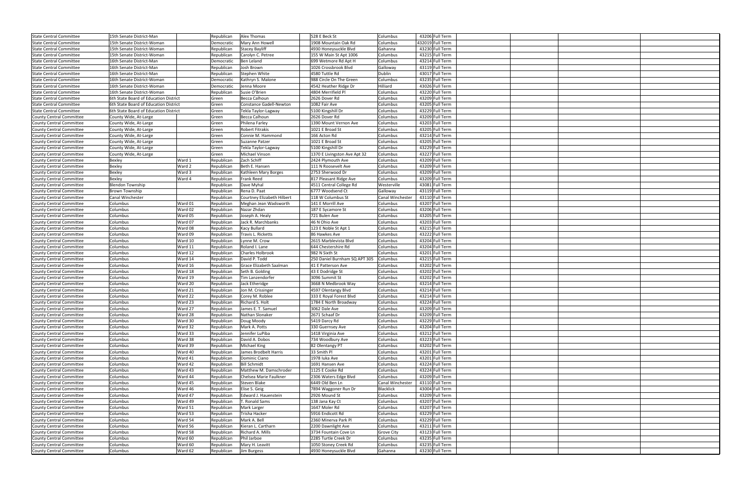| | | | | | | | | | | | | | |
|---|---|---|---|---|---|---|---|---|---|---|---|---|---|
| State Central Committee | 15th Senate District-Man | | Republican | Alex Thomas | 528 E Beck St | Columbus | 43206 | Full Term | | | | | |
| State Central Committee | 15th Senate District-Woman | | Democratic | Mary Ann Howell | 1908 Mountain Oak Rd | Columbus | 432019 | Full Term | | | | | |
| State Central Committee | 15th Senate District-Woman | | Republican | Stacey Bayliff | 4930 Honeysuckle Blvd | Gahanna | 43230 | Full Term | | | | | |
| State Central Committee | 15th Senate District-Woman | | Republican | Carolyn C. Petree | 155 W Main St Apt 1006 | Columbus | 43215 | Full Term | | | | | |
| State Central Committee | 16th Senate District-Man | | Democratic | Ben Leland | 699 Wetmore Rd Apt H | Columbus | 43214 | Full Term | | | | | |
| State Central Committee | 16th Senate District-Man | | Republican | Josh Brown | 1026 Crossbrook Blvd | Galloway | 43119 | Full Term | | | | | |
| State Central Committee | 16th Senate District-Man | | Republican | Stephen White | 4580 Tuttle Rd | Dublin | 43017 | Full Term | | | | | |
| State Central Committee | 16th Senate District-Woman | | Democratic | Kathryn S. Malone | 988 Circle On The Green | Columbus | 43235 | Full Term | | | | | |
| State Central Committee | 16th Senate District-Woman | | Democratic | Jenna Moore | 4542 Heather Ridge Dr | Hilliard | 43026 | Full Term | | | | | |
| State Central Committee | 16th Senate District-Woman | | Republican | Susie O'Brien | 4804 Merrifield Pl | Columbus | 43220 | Full Term | | | | | |
| State Central Committee | 6th State Board of Education District | | Green | Becca Calhoun | 2626 Dover Rd | Columbus | 43209 | Full Term | | | | | |
| State Central Committee | 6th State Board of Education District | | Green | Constance Gadell-Newton | 1082 Fair Ave | Columbus | 43205 | Full Term | | | | | |
| State Central Committee | 6th State Board of Education District | | Green | Tekla Taylor-Lagway | 5100 Kingshill Dr | Columbus | 43229 | Full Term | | | | | |
| County Central Committee | County Wide, At-Large | | Green | Becca Calhoun | 2626 Dover Rd | Columbus | 43209 | Full Term | | | | | |
| County Central Committee | County Wide, At-Large | | Green | Philena Farley | 1390 Mount Vernon Ave | Columbus | 43203 | Full Term | | | | | |
| County Central Committee | County Wide, At-Large | | Green | Robert Fitrakis | 1021 E Broad St | Columbus | 43205 | Full Term | | | | | |
| County Central Committee | County Wide, At-Large | | Green | Connie M. Hammond | 166 Acton Rd | Columbus | 43214 | Full Term | | | | | |
| County Central Committee | County Wide, At-Large | | Green | Suzanne Patzer | 1021 E Broad St | Columbus | 43205 | Full Term | | | | | |
| County Central Committee | County Wide, At-Large | | Green | Tekla Taylor-Lagway | 5100 Kingshill Dr | Columbus | 43229 | Full Term | | | | | |
| County Central Committee | County Wide, At-Large | | Green | Michael Vinson | 1370 E Livingston Ave Apt 32 | Columbus | 43227 | Full Term | | | | | |
| County Central Committee | Bexley | Ward 1 | Republican | Zach Schiff | 2424 Plymouth Ave | Columbus | 43209 | Full Term | | | | | |
| County Central Committee | Bexley | Ward 2 | Republican | Beth E. Hansen | 111 N Roosevelt Ave | Columbus | 43209 | Full Term | | | | | |
| County Central Committee | Bexley | Ward 3 | Republican | Kathleen Mary Borges | 2753 Sherwood Dr | Columbus | 43209 | Full Term | | | | | |
| County Central Committee | Bexley | Ward 4 | Republican | Frank Reed | 817 Pleasant Ridge Ave | Columbus | 43209 | Full Term | | | | | |
| County Central Committee | Blendon Township | | Republican | Dave Myhal | 4511 Central College Rd | Westerville | 43081 | Full Term | | | | | |
| County Central Committee | Brown Township | | Republican | Rena D. Paat | 6777 Woodsend Ct | Galloway | 43119 | Full Term | | | | | |
| County Central Committee | Canal Winchester | | Republican | Courtney Elizabeth Hilbert | 118 W Columbus St | Canal Winchester | 43110 | Full Term | | | | | |
| County Central Committee | Columbus | Ward 01 | Republican | Meghan Jean Wadsworth | 141 E Morrill Ave | Columbus | 43207 | Full Term | | | | | |
| County Central Committee | Columbus | Ward 02 | Republican | Nazar Zhdan | 187 E Sycamore St | Columbus | 43206 | Full Term | | | | | |
| County Central Committee | Columbus | Ward 05 | Republican | Joseph A. Healy | 721 Bulen Ave | Columbus | 43205 | Full Term | | | | | |
| County Central Committee | Columbus | Ward 07 | Republican | Jack R. Marchbanks | 46 N Ohio Ave | Columbus | 43203 | Full Term | | | | | |
| County Central Committee | Columbus | Ward 08 | Republican | Kacy Bullard | 123 E Noble St Apt 1 | Columbus | 43215 | Full Term | | | | | |
| County Central Committee | Columbus | Ward 09 | Republican | Travis L. Ricketts | 86 Hawkes Ave | Columbus | 43222 | Full Term | | | | | |
| County Central Committee | Columbus | Ward 10 | Republican | Lynne M. Crow | 2615 Marblevista Blvd | Columbus | 43204 | Full Term | | | | | |
| County Central Committee | Columbus | Ward 11 | Republican | Roland I. Lane | 644 Chestershire Rd | Columbus | 43204 | Full Term | | | | | |
| County Central Committee | Columbus | Ward 12 | Republican | Charles Holbrook | 982 N Sixth St | Columbus | 43201 | Full Term | | | | | |
| County Central Committee | Columbus | Ward 14 | Republican | David P. Todd | 250 Daniel Burnham SQ APT 305 | Columbus | 43215 | Full Term | | | | | |
| County Central Committee | Columbus | Ward 16 | Republican | Grace Elizabeth Saalman | 41 E Patterson Ave | Columbus | 43202 | Full Term | | | | | |
| County Central Committee | Columbus | Ward 18 | Republican | Seth B. Golding | 43 E Dodridge St | Columbus | 43202 | Full Term | | | | | |
| County Central Committee | Columbus | Ward 19 | Republican | Tim Lanzendorfer | 3096 Summit St | Columbus | 43202 | Full Term | | | | | |
| County Central Committee | Columbus | Ward 20 | Republican | Jack Etheridge | 3668 N Medbrook Way | Columbus | 43214 | Full Term | | | | | |
| County Central Committee | Columbus | Ward 21 | Republican | Jon M. Crissinger | 4597 Olentangy Blvd | Columbus | 43214 | Full Term | | | | | |
| County Central Committee | Columbus | Ward 22 | Republican | Corey M. Roblee | 333 E Royal Forest Blvd | Columbus | 43214 | Full Term | | | | | |
| County Central Committee | Columbus | Ward 23 | Republican | Richard S. Holt | 1784 E North Broadway | Columbus | 43224 | Full Term | | | | | |
| County Central Committee | Columbus | Ward 27 | Republican | James E. T. Samuel | 3062 Dale Ave | Columbus | 43209 | Full Term | | | | | |
| County Central Committee | Columbus | Ward 28 | Republican | Nathan Slonaker | 2671 Schaaf Dr | Columbus | 43209 | Full Term | | | | | |
| County Central Committee | Columbus | Ward 30 | Republican | Doug Moody | 5419 Darcy Rd | Columbus | 43229 | Full Term | | | | | |
| County Central Committee | Columbus | Ward 32 | Republican | Mark A. Potts | 330 Guernsey Ave | Columbus | 43204 | Full Term | | | | | |
| County Central Committee | Columbus | Ward 33 | Republican | Jennifer LuPiba | 1418 Virginia Ave | Columbus | 43212 | Full Term | | | | | |
| County Central Committee | Columbus | Ward 38 | Republican | David A. Dobos | 734 Woodbury Ave | Columbus | 43223 | Full Term | | | | | |
| County Central Committee | Columbus | Ward 39 | Republican | Michael King | 82 Olentangy PT | Columbus | 43202 | Full Term | | | | | |
| County Central Committee | Columbus | Ward 40 | Republican | James Brodbelt Harris | 33 Smith Pl | Columbus | 43201 | Full Term | | | | | |
| County Central Committee | Columbus | Ward 41 | Republican | Dominic Ciano | 1978 Iuka Ave | Columbus | 43201 | Full Term | | | | | |
| County Central Committee | Columbus | Ward 42 | Republican | Bill Schmidt | 1691 Hansen Ave | Columbus | 43224 | Full Term | | | | | |
| County Central Committee | Columbus | Ward 43 | Republican | Matthew M. Damschroder | 1125 E Cooke Rd | Columbus | 43224 | Full Term | | | | | |
| County Central Committee | Columbus | Ward 44 | Republican | Chelsea Marie Faulkner | 2306 Waters Edge Blvd | Columbus | 43209 | Full Term | | | | | |
| County Central Committee | Columbus | Ward 45 | Republican | Steven Blake | 6449 Old Ben Ln | Canal Winchester | 43110 | Full Term | | | | | |
| County Central Committee | Columbus | Ward 46 | Republican | Elise S. Geig | 7894 Waggoner Run Dr | Blacklick | 43004 | Full Term | | | | | |
| County Central Committee | Columbus | Ward 47 | Republican | Edward J. Hauenstein | 2926 Mound St | Columbus | 43209 | Full Term | | | | | |
| County Central Committee | Columbus | Ward 49 | Republican | T. Ronald Sams | 138 Jana Kay Ct | Columbus | 43207 | Full Term | | | | | |
| County Central Committee | Columbus | Ward 51 | Republican | Mark Larger | 1647 Moler Rd | Columbus | 43207 | Full Term | | | | | |
| County Central Committee | Columbus | Ward 53 | Republican | Trisha Hacker | 5916 Endicott Rd | Columbus | 43229 | Full Term | | | | | |
| County Central Committee | Columbus | Ward 54 | Republican | Mark A. Bell | 2360 Minerva Park Pl | Columbus | 43229 | Full Term | | | | | |
| County Central Committee | Columbus | Ward 56 | Republican | Kieran L. Cartharn | 2200 Dawnlight Ave | Columbus | 43211 | Full Term | | | | | |
| County Central Committee | Columbus | Ward 58 | Republican | Richard A. Mills | 3734 Fountain Cove Ln | Grove City | 43123 | Full Term | | | | | |
| County Central Committee | Columbus | Ward 60 | Republican | Phil Jarboe | 2285 Turtle Creek Dr | Columbus | 43235 | Full Term | | | | | |
| County Central Committee | Columbus | Ward 60 | Republican | Mary H. Leavitt | 1050 Stoney Creek Rd | Columbus | 43235 | Full Term | | | | | |
| County Central Committee | Columbus | Ward 62 | Republican | Jim Burgess | 4930 Honeysuckle Blvd | Gahanna | 43230 | Full Term | | | | | |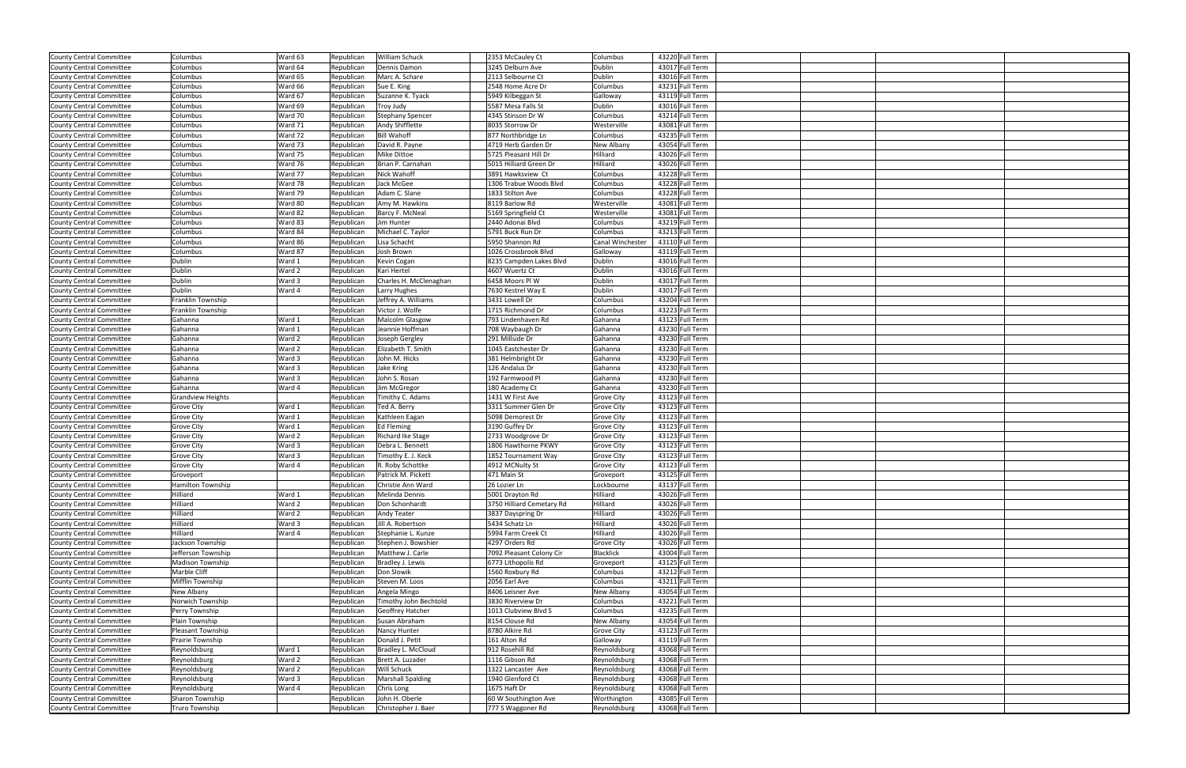| | | | | | | | | | | | | |
|---|---|---|---|---|---|---|---|---|---|---|---|---|
| County Central Committee | Columbus | Ward 63 | Republican | William Schuck | 2353 McCauley Ct | Columbus | 43220 | Full Term | | | | |
| County Central Committee | Columbus | Ward 64 | Republican | Dennis Damon | 3245 Delburn Ave | Dublin | 43017 | Full Term | | | | |
| County Central Committee | Columbus | Ward 65 | Republican | Marc A. Schare | 2113 Selbourne Ct | Dublin | 43016 | Full Term | | | | |
| County Central Committee | Columbus | Ward 66 | Republican | Sue E. King | 2548 Home Acre Dr | Columbus | 43231 | Full Term | | | | |
| County Central Committee | Columbus | Ward 67 | Republican | Suzanne K. Tyack | 5949 Kilbeggan St | Galloway | 43119 | Full Term | | | | |
| County Central Committee | Columbus | Ward 69 | Republican | Troy Judy | 5587 Mesa Falls St | Dublin | 43016 | Full Term | | | | |
| County Central Committee | Columbus | Ward 70 | Republican | Stephany Spencer | 4345 Stinson Dr W | Columbus | 43214 | Full Term | | | | |
| County Central Committee | Columbus | Ward 71 | Republican | Andy Shifflette | 8035 Storrow Dr | Westerville | 43081 | Full Term | | | | |
| County Central Committee | Columbus | Ward 72 | Republican | Bill Wahoff | 877 Northbridge Ln | Columbus | 43235 | Full Term | | | | |
| County Central Committee | Columbus | Ward 73 | Republican | David R. Payne | 4719 Herb Garden Dr | New Albany | 43054 | Full Term | | | | |
| County Central Committee | Columbus | Ward 75 | Republican | Mike Dittoe | 5725 Pleasant Hill Dr | Hilliard | 43026 | Full Term | | | | |
| County Central Committee | Columbus | Ward 76 | Republican | Brian P. Carnahan | 5015 Hilliard Green Dr | Hilliard | 43026 | Full Term | | | | |
| County Central Committee | Columbus | Ward 77 | Republican | Nick Wahoff | 3891 Hawksview Ct | Columbus | 43228 | Full Term | | | | |
| County Central Committee | Columbus | Ward 78 | Republican | Jack McGee | 1306 Trabue Woods Blvd | Columbus | 43228 | Full Term | | | | |
| County Central Committee | Columbus | Ward 79 | Republican | Adam C. Slane | 1833 Stilton Ave | Columbus | 43228 | Full Term | | | | |
| County Central Committee | Columbus | Ward 80 | Republican | Amy M. Hawkins | 8119 Barlow Rd | Westerville | 43081 | Full Term | | | | |
| County Central Committee | Columbus | Ward 82 | Republican | Barcy F. McNeal | 5169 Springfield Ct | Westerville | 43081 | Full Term | | | | |
| County Central Committee | Columbus | Ward 83 | Republican | Jim Hunter | 2440 Adonai Blvd | Columbus | 43219 | Full Term | | | | |
| County Central Committee | Columbus | Ward 84 | Republican | Michael C. Taylor | 5791 Buck Run Dr | Columbus | 43213 | Full Term | | | | |
| County Central Committee | Columbus | Ward 86 | Republican | Lisa Schacht | 5950 Shannon Rd | Canal Winchester | 43110 | Full Term | | | | |
| County Central Committee | Columbus | Ward 87 | Republican | Josh Brown | 1026 Crossbrook Blvd | Galloway | 43119 | Full Term | | | | |
| County Central Committee | Dublin | Ward 1 | Republican | Kevin Cogan | 8235 Campden Lakes Blvd | Dublin | 43016 | Full Term | | | | |
| County Central Committee | Dublin | Ward 2 | Republican | Kari Hertel | 4607 Wuertz Ct | Dublin | 43016 | Full Term | | | | |
| County Central Committee | Dublin | Ward 3 | Republican | Charles H. McClenaghan | 6458 Moors Pl W | Dublin | 43017 | Full Term | | | | |
| County Central Committee | Dublin | Ward 4 | Republican | Larry Hughes | 7630 Kestrel Way E | Dublin | 43017 | Full Term | | | | |
| County Central Committee | Franklin Township | | Republican | Jeffrey A. Williams | 3431 Lowell Dr | Columbus | 43204 | Full Term | | | | |
| County Central Committee | Franklin Township | | Republican | Victor J. Wolfe | 1715 Richmond Dr | Columbus | 43223 | Full Term | | | | |
| County Central Committee | Gahanna | Ward 1 | Republican | Malcolm Glasgow | 793 Lindenhaven Rd | Gahanna | 43123 | Full Term | | | | |
| County Central Committee | Gahanna | Ward 1 | Republican | Jeannie Hoffman | 708 Waybaugh Dr | Gahanna | 43230 | Full Term | | | | |
| County Central Committee | Gahanna | Ward 2 | Republican | Joseph Gergley | 291 Millside Dr | Gahanna | 43230 | Full Term | | | | |
| County Central Committee | Gahanna | Ward 2 | Republican | Elizabeth T. Smith | 1045 Eastchester Dr | Gahanna | 43230 | Full Term | | | | |
| County Central Committee | Gahanna | Ward 3 | Republican | John M. Hicks | 381 Helmbright Dr | Gahanna | 43230 | Full Term | | | | |
| County Central Committee | Gahanna | Ward 3 | Republican | Jake Kring | 126 Andalus Dr | Gahanna | 43230 | Full Term | | | | |
| County Central Committee | Gahanna | Ward 3 | Republican | John S. Rosan | 192 Farmwood Pl | Gahanna | 43230 | Full Term | | | | |
| County Central Committee | Gahanna | Ward 4 | Republican | Jim McGregor | 180 Academy Ct | Gahanna | 43230 | Full Term | | | | |
| County Central Committee | Grandview Heights | | Republican | Timithy C. Adams | 1431 W First Ave | Grove City | 43123 | Full Term | | | | |
| County Central Committee | Grove City | Ward 1 | Republican | Ted A. Berry | 3311 Summer Glen Dr | Grove City | 43123 | Full Term | | | | |
| County Central Committee | Grove City | Ward 1 | Republican | Kathleen Eagan | 5098 Demorest Dr | Grove City | 43123 | Full Term | | | | |
| County Central Committee | Grove City | Ward 1 | Republican | Ed Fleming | 3190 Guffey Dr | Grove City | 43123 | Full Term | | | | |
| County Central Committee | Grove City | Ward 2 | Republican | Richard Ike Stage | 2733 Woodgrove Dr | Grove City | 43123 | Full Term | | | | |
| County Central Committee | Grove City | Ward 3 | Republican | Debra L. Bennett | 1806 Hawthorne PKWY | Grove City | 43123 | Full Term | | | | |
| County Central Committee | Grove City | Ward 3 | Republican | Timothy E. J. Keck | 1852 Tournament Way | Grove City | 43123 | Full Term | | | | |
| County Central Committee | Grove City | Ward 4 | Republican | R. Roby Schottke | 4912 MCNulty St | Grove City | 43123 | Full Term | | | | |
| County Central Committee | Groveport | | Republican | Patrick M. Pickett | 471 Main St | Groveport | 43125 | Full Term | | | | |
| County Central Committee | Hamilton Township | | Republican | Christie Ann Ward | 26 Lozier Ln | Lockbourne | 43137 | Full Term | | | | |
| County Central Committee | Hilliard | Ward 1 | Republican | Melinda Dennis | 5001 Drayton Rd | Hilliard | 43026 | Full Term | | | | |
| County Central Committee | Hilliard | Ward 2 | Republican | Don Schonhardt | 3750 Hilliard Cemetary Rd | Hilliard | 43026 | Full Term | | | | |
| County Central Committee | Hilliard | Ward 2 | Republican | Andy Teater | 3837 Dayspring Dr | Hilliard | 43026 | Full Term | | | | |
| County Central Committee | Hilliard | Ward 3 | Republican | Jill A. Robertson | 5434 Schatz Ln | Hilliard | 43026 | Full Term | | | | |
| County Central Committee | Hilliard | Ward 4 | Republican | Stephanie L. Kunze | 5994 Farm Creek Ct | Hilliard | 43026 | Full Term | | | | |
| County Central Committee | Jackson Township | | Republican | Stephen J. Bowshier | 4297 Orders Rd | Grove City | 43026 | Full Term | | | | |
| County Central Committee | Jefferson Township | | Republican | Matthew J. Carle | 7092 Pleasant Colony Cir | Blacklick | 43004 | Full Term | | | | |
| County Central Committee | Madison Township | | Republican | Bradley J. Lewis | 6773 Lithopolis Rd | Groveport | 43125 | Full Term | | | | |
| County Central Committee | Marble Cliff | | Republican | Don Slowik | 1560 Roxbury Rd | Columbus | 43212 | Full Term | | | | |
| County Central Committee | Mifflin Township | | Republican | Steven M. Loos | 2056 Earl Ave | Columbus | 43211 | Full Term | | | | |
| County Central Committee | New Albany | | Republican | Angela Mingo | 8406 Leisner Ave | New Albany | 43054 | Full Term | | | | |
| County Central Committee | Norwich Township | | Republican | Timothy John Bechtold | 3830 Riverview Dr | Columbus | 43221 | Full Term | | | | |
| County Central Committee | Perry Township | | Republican | Geoffrey Hatcher | 1013 Clubview Blvd S | Columbus | 43235 | Full Term | | | | |
| County Central Committee | Plain Township | | Republican | Susan Abraham | 8154 Clouse Rd | New Albany | 43054 | Full Term | | | | |
| County Central Committee | Pleasant Township | | Republican | Nancy Hunter | 8780 Alkire Rd | Grove City | 43123 | Full Term | | | | |
| County Central Committee | Prairie Township | | Republican | Donald J. Petit | 161 Alton Rd | Galloway | 43119 | Full Term | | | | |
| County Central Committee | Reynoldsburg | Ward 1 | Republican | Bradley L. McCloud | 912 Rosehill Rd | Reynoldsburg | 43068 | Full Term | | | | |
| County Central Committee | Reynoldsburg | Ward 2 | Republican | Brett A. Luzader | 1116 Gibson Rd | Reynoldsburg | 43068 | Full Term | | | | |
| County Central Committee | Reynoldsburg | Ward 2 | Republican | Will Schuck | 1322 Lancaster Ave | Reynoldsburg | 43068 | Full Term | | | | |
| County Central Committee | Reynoldsburg | Ward 3 | Republican | Marshall Spalding | 1940 Glenford Ct | Reynoldsburg | 43068 | Full Term | | | | |
| County Central Committee | Reynoldsburg | Ward 4 | Republican | Chris Long | 1675 Haft Dr | Reynoldsburg | 43068 | Full Term | | | | |
| County Central Committee | Sharon Township | | Republican | John H. Oberle | 60 W Southington Ave | Worthington | 43085 | Full Term | | | | |
| County Central Committee | Truro Township | | Republican | Christopher J. Baer | 777 S Waggoner Rd | Reynoldsburg | 43068 | Full Term | | | | |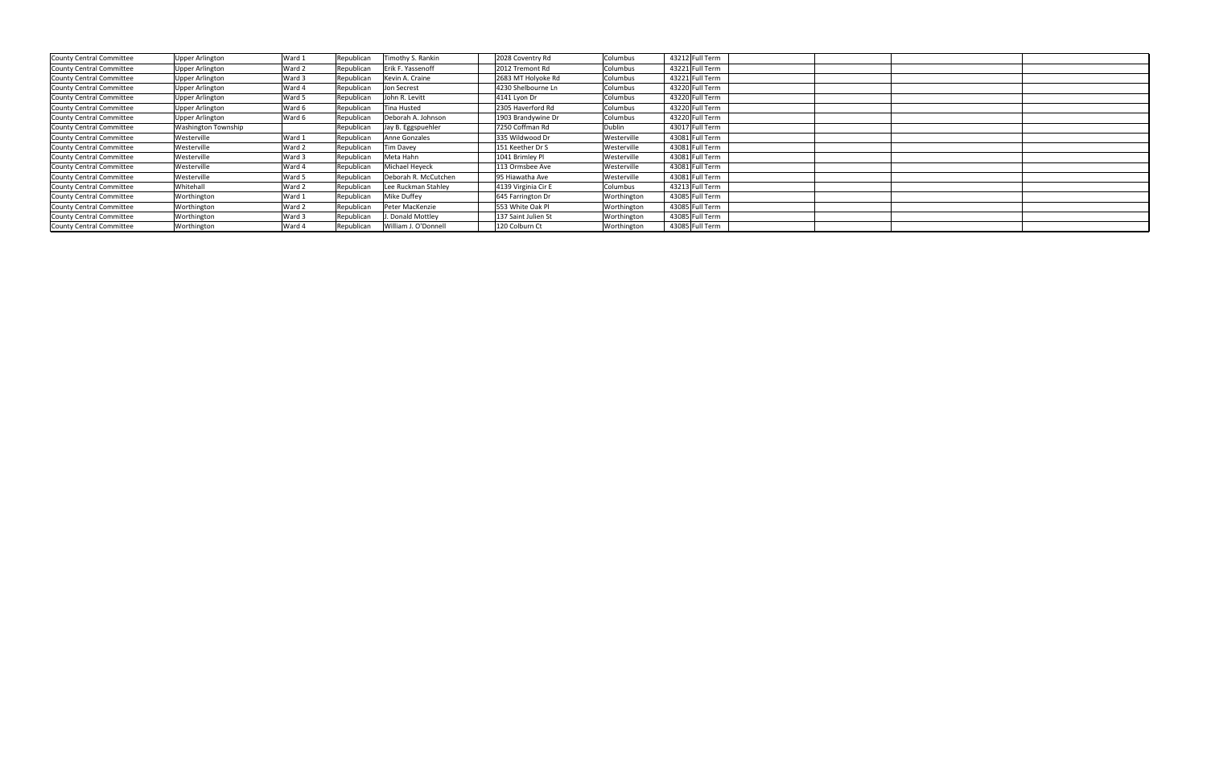| | | | | | | | | | | | | |
|---|---|---|---|---|---|---|---|---|---|---|---|---|
| County Central Committee | Upper Arlington | Ward 1 | Republican | Timothy S. Rankin | 2028 Coventry Rd | Columbus | 43212 | Full Term | | | | |
| County Central Committee | Upper Arlington | Ward 2 | Republican | Erik F. Yassenoff | 2012 Tremont Rd | Columbus | 43221 | Full Term | | | | |
| County Central Committee | Upper Arlington | Ward 3 | Republican | Kevin A. Craine | 2683 MT Holyoke Rd | Columbus | 43221 | Full Term | | | | |
| County Central Committee | Upper Arlington | Ward 4 | Republican | Jon Secrest | 4230 Shelbourne Ln | Columbus | 43220 | Full Term | | | | |
| County Central Committee | Upper Arlington | Ward 5 | Republican | John R. Levitt | 4141 Lyon Dr | Columbus | 43220 | Full Term | | | | |
| County Central Committee | Upper Arlington | Ward 6 | Republican | Tina Husted | 2305 Haverford Rd | Columbus | 43220 | Full Term | | | | |
| County Central Committee | Upper Arlington | Ward 6 | Republican | Deborah A. Johnson | 1903 Brandywine Dr | Columbus | 43220 | Full Term | | | | |
| County Central Committee | Washington Township | | Republican | Jay B. Eggspuehler | 7250 Coffman Rd | Dublin | 43017 | Full Term | | | | |
| County Central Committee | Westerville | Ward 1 | Republican | Anne Gonzales | 335 Wildwood Dr | Westerville | 43081 | Full Term | | | | |
| County Central Committee | Westerville | Ward 2 | Republican | Tim Davey | 151 Keether Dr S | Westerville | 43081 | Full Term | | | | |
| County Central Committee | Westerville | Ward 3 | Republican | Meta Hahn | 1041 Brimley Pl | Westerville | 43081 | Full Term | | | | |
| County Central Committee | Westerville | Ward 4 | Republican | Michael Heyeck | 113 Ormsbee Ave | Westerville | 43081 | Full Term | | | | |
| County Central Committee | Westerville | Ward 5 | Republican | Deborah R. McCutchen | 95 Hiawatha Ave | Westerville | 43081 | Full Term | | | | |
| County Central Committee | Whitehall | Ward 2 | Republican | Lee Ruckman Stahley | 4139 Virginia Cir E | Columbus | 43213 | Full Term | | | | |
| County Central Committee | Worthington | Ward 1 | Republican | Mike Duffey | 645 Farrington Dr | Worthington | 43085 | Full Term | | | | |
| County Central Committee | Worthington | Ward 2 | Republican | Peter MacKenzie | 553 White Oak Pl | Worthington | 43085 | Full Term | | | | |
| County Central Committee | Worthington | Ward 3 | Republican | J. Donald Mottley | 137 Saint Julien St | Worthington | 43085 | Full Term | | | | |
| County Central Committee | Worthington | Ward 4 | Republican | William J. O'Donnell | 120 Colburn Ct | Worthington | 43085 | Full Term | | | | |